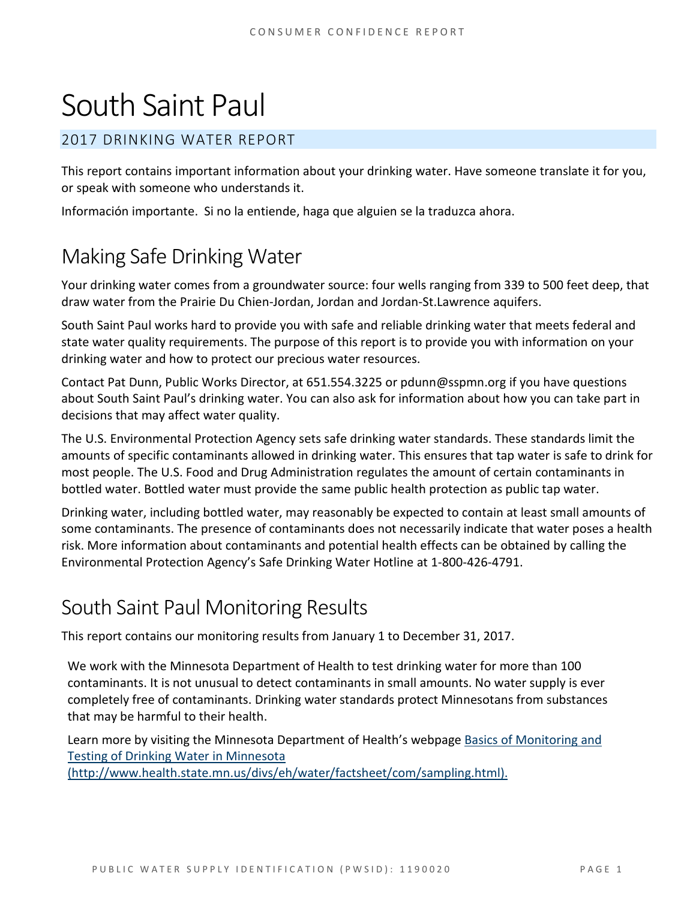# South Saint Paul

## 2017 DRINKING WATER REPORT

This report contains important information about your drinking water. Have someone translate it for you, or speak with someone who understands it.

Información importante. Si no la entiende, haga que alguien se la traduzca ahora.

## Making Safe Drinking Water

Your drinking water comes from a groundwater source: four wells ranging from 339 to 500 feet deep, that draw water from the Prairie Du Chien-Jordan, Jordan and Jordan-St.Lawrence aquifers.

South Saint Paul works hard to provide you with safe and reliable drinking water that meets federal and state water quality requirements. The purpose of this report is to provide you with information on your drinking water and how to protect our precious water resources.

Contact Pat Dunn, Public Works Director, at 651.554.3225 or pdunn@sspmn.org if you have questions about South Saint Paul's drinking water. You can also ask for information about how you can take part in decisions that may affect water quality.

The U.S. Environmental Protection Agency sets safe drinking water standards. These standards limit the amounts of specific contaminants allowed in drinking water. This ensures that tap water is safe to drink for most people. The U.S. Food and Drug Administration regulates the amount of certain contaminants in bottled water. Bottled water must provide the same public health protection as public tap water.

Drinking water, including bottled water, may reasonably be expected to contain at least small amounts of some contaminants. The presence of contaminants does not necessarily indicate that water poses a health risk. More information about contaminants and potential health effects can be obtained by calling the Environmental Protection Agency's Safe Drinking Water Hotline at 1-800-426-4791.

## South Saint Paul Monitoring Results

This report contains our monitoring results from January 1 to December 31, 2017.

We work with the Minnesota Department of Health to test drinking water for more than 100 contaminants. It is not unusual to detect contaminants in small amounts. No water supply is ever completely free of contaminants. Drinking water standards protect Minnesotans from substances that may be harmful to their health.

Learn more by visiting the Minnesota Department of Health's webpage [Basics of Monitoring and Testing of Drinking Water in Minnesota (http://www.health.state.mn.us/divs/eh/water/factsheet/com/sampling.html).](http://www.health.state.mn.us/divs/eh/water/factsheet/com/sampling.html)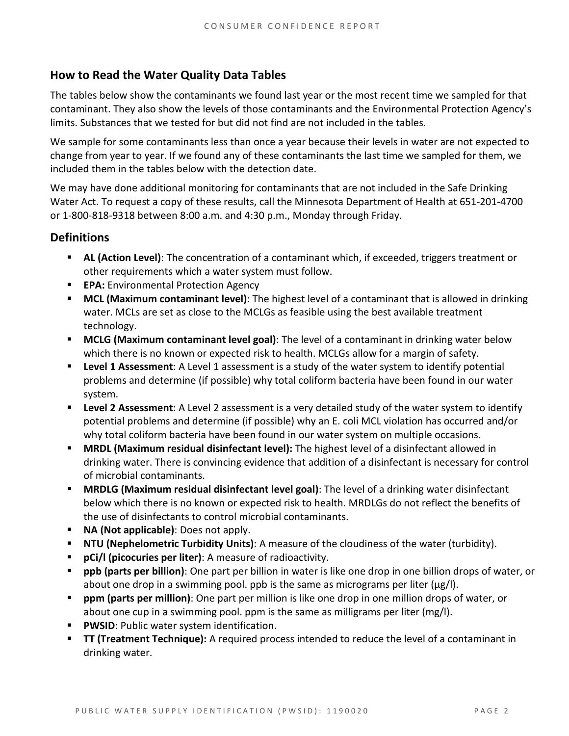## How to Read the Water Quality Data Tables

The tables below show the contaminants we found last year or the most recent time we sampled for that contaminant. They also show the levels of those contaminants and the Environmental Protection Agency's limits. Substances that we tested for but did not find are not included in the tables.

We sample for some contaminants less than once a year because their levels in water are not expected to change from year to year. If we found any of these contaminants the last time we sampled for them, we included them in the tables below with the detection date.

We may have done additional monitoring for contaminants that are not included in the Safe Drinking Water Act. To request a copy of these results, call the Minnesota Department of Health at 651-201-4700 or 1-800-818-9318 between 8:00 a.m. and 4:30 p.m., Monday through Friday.

## Definitions

- **AL (Action Level)**: The concentration of a contaminant which, if exceeded, triggers treatment or other requirements which a water system must follow.
- **EPA:** Environmental Protection Agency
- **MCL (Maximum contaminant level)**: The highest level of a contaminant that is allowed in drinking water. MCLs are set as close to the MCLGs as feasible using the best available treatment technology.
- **MCLG (Maximum contaminant level goal)**: The level of a contaminant in drinking water below which there is no known or expected risk to health. MCLGs allow for a margin of safety.
- **Level 1 Assessment**: A Level 1 assessment is a study of the water system to identify potential problems and determine (if possible) why total coliform bacteria have been found in our water system.
- **Level 2 Assessment**: A Level 2 assessment is a very detailed study of the water system to identify potential problems and determine (if possible) why an E. coli MCL violation has occurred and/or why total coliform bacteria have been found in our water system on multiple occasions.
- **MRDL (Maximum residual disinfectant level):** The highest level of a disinfectant allowed in drinking water. There is convincing evidence that addition of a disinfectant is necessary for control of microbial contaminants.
- **MRDLG (Maximum residual disinfectant level goal)**: The level of a drinking water disinfectant below which there is no known or expected risk to health. MRDLGs do not reflect the benefits of the use of disinfectants to control microbial contaminants.
- **NA (Not applicable)**: Does not apply.
- **NTU (Nephelometric Turbidity Units)**: A measure of the cloudiness of the water (turbidity).
- **pCi/l (picocuries per liter)**: A measure of radioactivity.
- **ppb (parts per billion)**: One part per billion in water is like one drop in one billion drops of water, or about one drop in a swimming pool. ppb is the same as micrograms per liter (μg/l).
- **ppm (parts per million)**: One part per million is like one drop in one million drops of water, or about one cup in a swimming pool. ppm is the same as milligrams per liter (mg/l).
- **PWSID**: Public water system identification.
- **TT (Treatment Technique):** A required process intended to reduce the level of a contaminant in drinking water.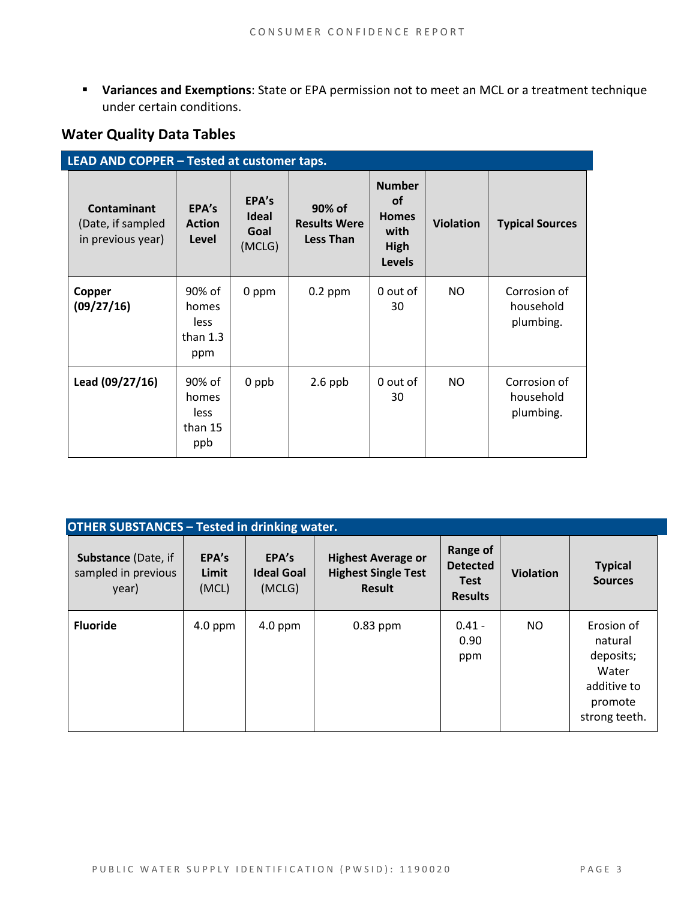- **Variances and Exemptions**: State or EPA permission not to meet an MCL or a treatment technique under certain conditions.

## Water Quality Data Tables

| LEAD AND COPPER – Tested at customer taps. | | | | | | |
|---|---|---|---|---|---|---|
| **Contaminant** (Date, if sampled in previous year) | **EPA's Action Level** | **EPA's Ideal Goal** (MCLG) | **90% of Results Were Less Than** | **Number of Homes with High Levels** | **Violation** | **Typical Sources** |
| **Copper (09/27/16)** | 90% of homes less than 1.3 ppm | 0 ppm | 0.2 ppm | 0 out of 30 | NO | Corrosion of household plumbing. |
| **Lead (09/27/16)** | 90% of homes less than 15 ppb | 0 ppb | 2.6 ppb | 0 out of 30 | NO | Corrosion of household plumbing. |

| OTHER SUBSTANCES – Tested in drinking water. | | | | | | |
|---|---|---|---|---|---|---|
| **Substance** (Date, if sampled in previous year) | **EPA's Limit** (MCL) | **EPA's Ideal Goal** (MCLG) | **Highest Average or Highest Single Test Result** | **Range of Detected Test Results** | **Violation** | **Typical Sources** |
| **Fluoride** | 4.0 ppm | 4.0 ppm | 0.83 ppm | 0.41 - 0.90 ppm | NO | Erosion of natural deposits; Water additive to promote strong teeth. |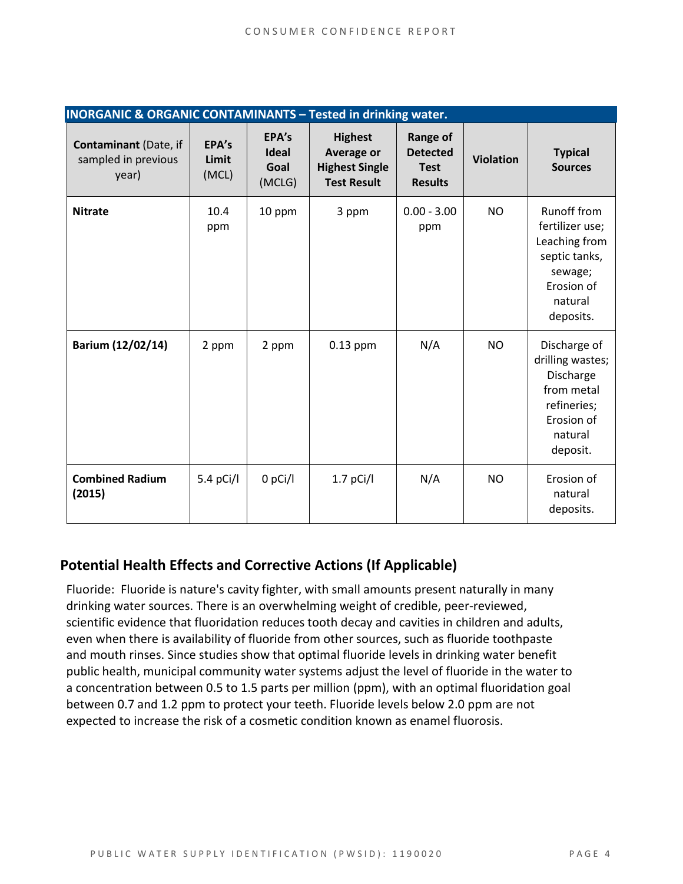| INORGANIC & ORGANIC CONTAMINANTS – Tested in drinking water. | | | | | | |
|---|---|---|---|---|---|---|
| **Contaminant** (Date, if sampled in previous year) | **EPA's Limit** (MCL) | **EPA's Ideal Goal** (MCLG) | **Highest Average or Highest Single Test Result** | **Range of Detected Test Results** | **Violation** | **Typical Sources** |
| **Nitrate** | 10.4 ppm | 10 ppm | 3 ppm | 0.00 - 3.00 ppm | NO | Runoff from fertilizer use; Leaching from septic tanks, sewage; Erosion of natural deposits. |
| **Barium (12/02/14)** | 2 ppm | 2 ppm | 0.13 ppm | N/A | NO | Discharge of drilling wastes; Discharge from metal refineries; Erosion of natural deposit. |
| **Combined Radium (2015)** | 5.4 pCi/l | 0 pCi/l | 1.7 pCi/l | N/A | NO | Erosion of natural deposits. |

## Potential Health Effects and Corrective Actions (If Applicable)

Fluoride: Fluoride is nature's cavity fighter, with small amounts present naturally in many drinking water sources. There is an overwhelming weight of credible, peer-reviewed, scientific evidence that fluoridation reduces tooth decay and cavities in children and adults, even when there is availability of fluoride from other sources, such as fluoride toothpaste and mouth rinses. Since studies show that optimal fluoride levels in drinking water benefit public health, municipal community water systems adjust the level of fluoride in the water to a concentration between 0.5 to 1.5 parts per million (ppm), with an optimal fluoridation goal between 0.7 and 1.2 ppm to protect your teeth. Fluoride levels below 2.0 ppm are not expected to increase the risk of a cosmetic condition known as enamel fluorosis.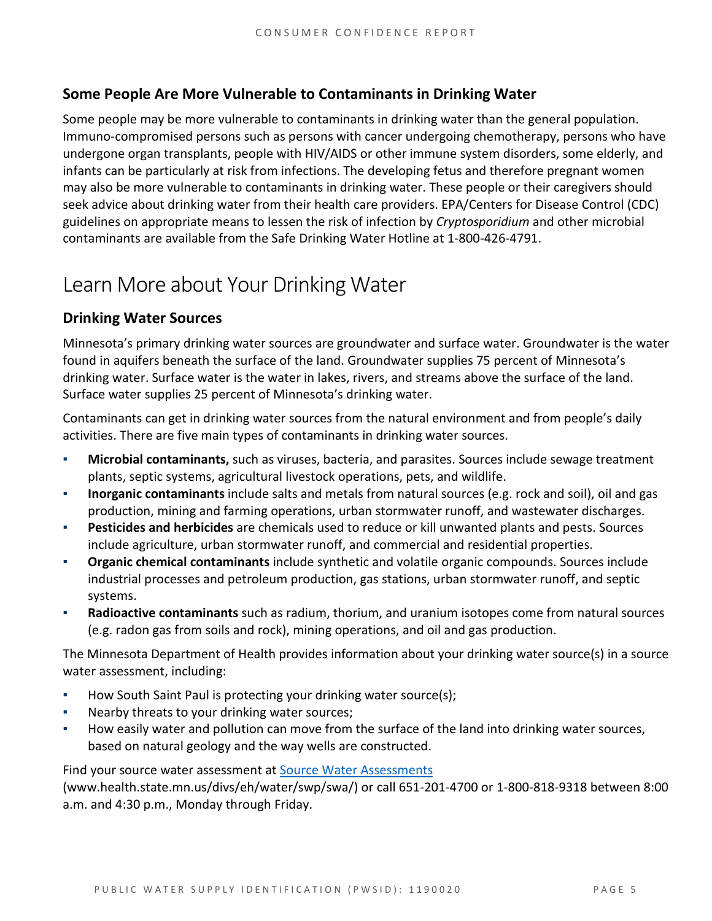### Some People Are More Vulnerable to Contaminants in Drinking Water

Some people may be more vulnerable to contaminants in drinking water than the general population. Immuno-compromised persons such as persons with cancer undergoing chemotherapy, persons who have undergone organ transplants, people with HIV/AIDS or other immune system disorders, some elderly, and infants can be particularly at risk from infections. The developing fetus and therefore pregnant women may also be more vulnerable to contaminants in drinking water. These people or their caregivers should seek advice about drinking water from their health care providers. EPA/Centers for Disease Control (CDC) guidelines on appropriate means to lessen the risk of infection by *Cryptosporidium* and other microbial contaminants are available from the Safe Drinking Water Hotline at 1-800-426-4791.

## Learn More about Your Drinking Water

### Drinking Water Sources

Minnesota's primary drinking water sources are groundwater and surface water. Groundwater is the water found in aquifers beneath the surface of the land. Groundwater supplies 75 percent of Minnesota's drinking water. Surface water is the water in lakes, rivers, and streams above the surface of the land. Surface water supplies 25 percent of Minnesota's drinking water.

Contaminants can get in drinking water sources from the natural environment and from people's daily activities. There are five main types of contaminants in drinking water sources.

- **Microbial contaminants,** such as viruses, bacteria, and parasites. Sources include sewage treatment plants, septic systems, agricultural livestock operations, pets, and wildlife.
- **Inorganic contaminants** include salts and metals from natural sources (e.g. rock and soil), oil and gas production, mining and farming operations, urban stormwater runoff, and wastewater discharges.
- **Pesticides and herbicides** are chemicals used to reduce or kill unwanted plants and pests. Sources include agriculture, urban stormwater runoff, and commercial and residential properties.
- **Organic chemical contaminants** include synthetic and volatile organic compounds. Sources include industrial processes and petroleum production, gas stations, urban stormwater runoff, and septic systems.
- **Radioactive contaminants** such as radium, thorium, and uranium isotopes come from natural sources (e.g. radon gas from soils and rock), mining operations, and oil and gas production.

The Minnesota Department of Health provides information about your drinking water source(s) in a source water assessment, including:

- How South Saint Paul is protecting your drinking water source(s);
- Nearby threats to your drinking water sources;
- How easily water and pollution can move from the surface of the land into drinking water sources, based on natural geology and the way wells are constructed.

Find your source water assessment at [Source Water Assessments](www.health.state.mn.us/divs/eh/water/swp/swa/) (www.health.state.mn.us/divs/eh/water/swp/swa/) or call 651-201-4700 or 1-800-818-9318 between 8:00 a.m. and 4:30 p.m., Monday through Friday.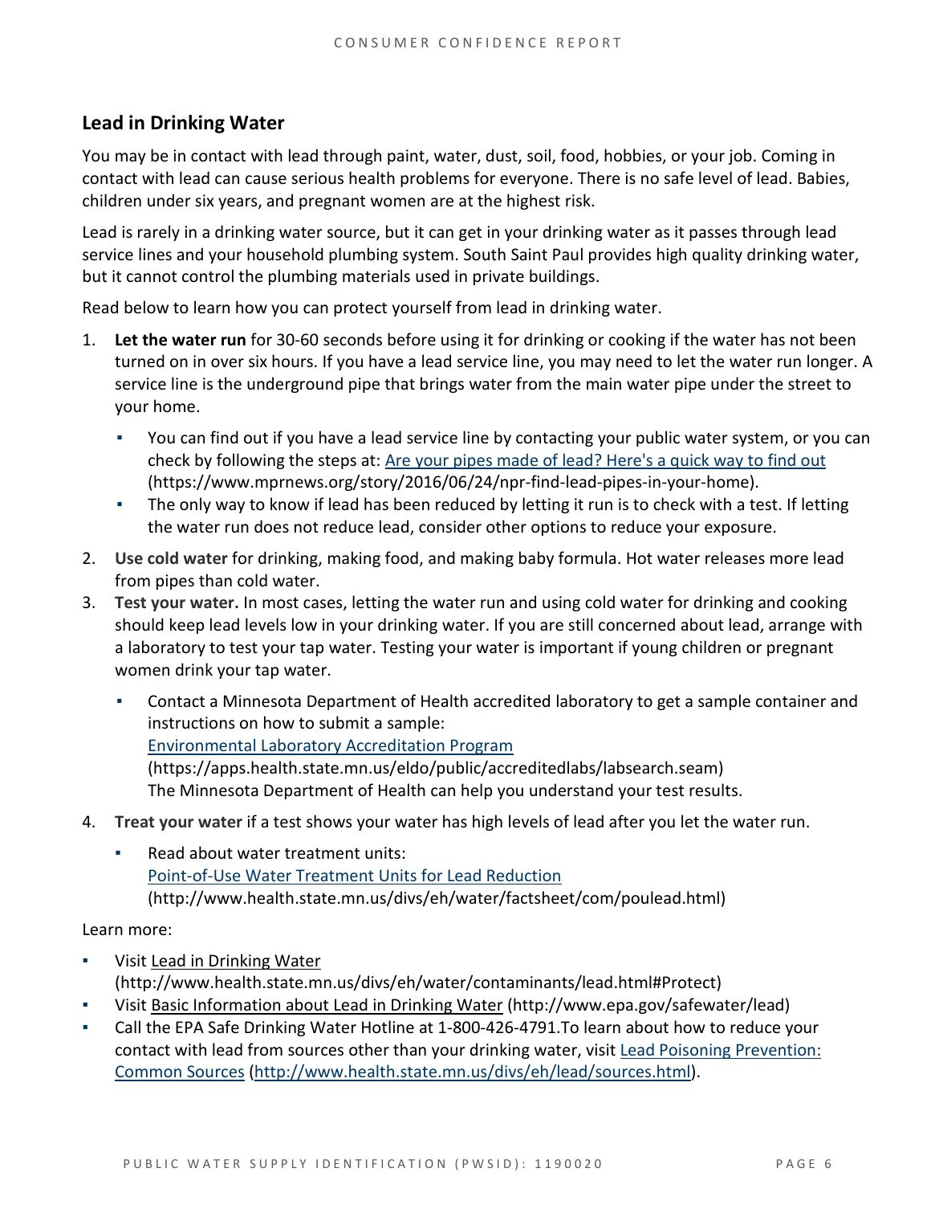## Lead in Drinking Water

You may be in contact with lead through paint, water, dust, soil, food, hobbies, or your job. Coming in contact with lead can cause serious health problems for everyone. There is no safe level of lead. Babies, children under six years, and pregnant women are at the highest risk.

Lead is rarely in a drinking water source, but it can get in your drinking water as it passes through lead service lines and your household plumbing system. South Saint Paul provides high quality drinking water, but it cannot control the plumbing materials used in private buildings.

Read below to learn how you can protect yourself from lead in drinking water.

1. **Let the water run** for 30-60 seconds before using it for drinking or cooking if the water has not been turned on in over six hours. If you have a lead service line, you may need to let the water run longer. A service line is the underground pipe that brings water from the main water pipe under the street to your home.
   - You can find out if you have a lead service line by contacting your public water system, or you can check by following the steps at: [Are your pipes made of lead? Here's a quick way to find out](https://www.mprnews.org/story/2016/06/24/npr-find-lead-pipes-in-your-home) (https://www.mprnews.org/story/2016/06/24/npr-find-lead-pipes-in-your-home).
   - The only way to know if lead has been reduced by letting it run is to check with a test. If letting the water run does not reduce lead, consider other options to reduce your exposure.
2. **Use cold water** for drinking, making food, and making baby formula. Hot water releases more lead from pipes than cold water.
3. **Test your water.** In most cases, letting the water run and using cold water for drinking and cooking should keep lead levels low in your drinking water. If you are still concerned about lead, arrange with a laboratory to test your tap water. Testing your water is important if young children or pregnant women drink your tap water.
   - Contact a Minnesota Department of Health accredited laboratory to get a sample container and instructions on how to submit a sample:
     [Environmental Laboratory Accreditation Program](https://apps.health.state.mn.us/eldo/public/accreditedlabs/labsearch.seam)
     (https://apps.health.state.mn.us/eldo/public/accreditedlabs/labsearch.seam)
     The Minnesota Department of Health can help you understand your test results.
4. **Treat your water** if a test shows your water has high levels of lead after you let the water run.
   - Read about water treatment units:
     [Point-of-Use Water Treatment Units for Lead Reduction](http://www.health.state.mn.us/divs/eh/water/factsheet/com/poulead.html)
     (http://www.health.state.mn.us/divs/eh/water/factsheet/com/poulead.html)

Learn more:

- Visit [Lead in Drinking Water](http://www.health.state.mn.us/divs/eh/water/contaminants/lead.html#Protect) (http://www.health.state.mn.us/divs/eh/water/contaminants/lead.html#Protect)
- Visit [Basic Information about Lead in Drinking Water](http://www.epa.gov/safewater/lead) (http://www.epa.gov/safewater/lead)
- Call the EPA Safe Drinking Water Hotline at 1-800-426-4791.To learn about how to reduce your contact with lead from sources other than your drinking water, visit [Lead Poisoning Prevention: Common Sources](http://www.health.state.mn.us/divs/eh/lead/sources.html) (http://www.health.state.mn.us/divs/eh/lead/sources.html).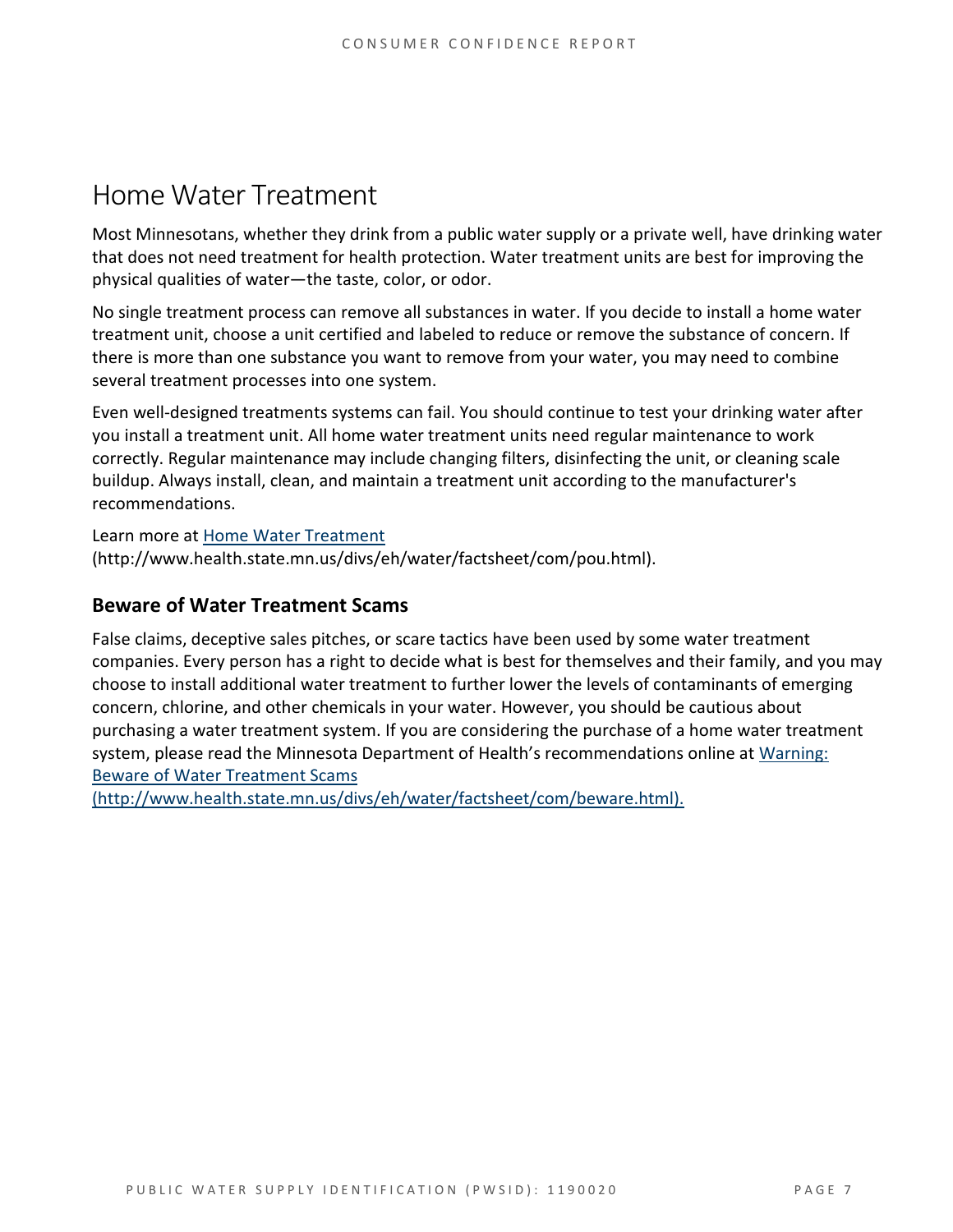# Home Water Treatment

Most Minnesotans, whether they drink from a public water supply or a private well, have drinking water that does not need treatment for health protection. Water treatment units are best for improving the physical qualities of water—the taste, color, or odor.

No single treatment process can remove all substances in water. If you decide to install a home water treatment unit, choose a unit certified and labeled to reduce or remove the substance of concern. If there is more than one substance you want to remove from your water, you may need to combine several treatment processes into one system.

Even well-designed treatments systems can fail. You should continue to test your drinking water after you install a treatment unit. All home water treatment units need regular maintenance to work correctly. Regular maintenance may include changing filters, disinfecting the unit, or cleaning scale buildup. Always install, clean, and maintain a treatment unit according to the manufacturer's recommendations.

Learn more at [Home Water Treatment](http://www.health.state.mn.us/divs/eh/water/factsheet/com/pou.html)
(http://www.health.state.mn.us/divs/eh/water/factsheet/com/pou.html).

## Beware of Water Treatment Scams

False claims, deceptive sales pitches, or scare tactics have been used by some water treatment companies. Every person has a right to decide what is best for themselves and their family, and you may choose to install additional water treatment to further lower the levels of contaminants of emerging concern, chlorine, and other chemicals in your water. However, you should be cautious about purchasing a water treatment system. If you are considering the purchase of a home water treatment system, please read the Minnesota Department of Health's recommendations online at [Warning: Beware of Water Treatment Scams (http://www.health.state.mn.us/divs/eh/water/factsheet/com/beware.html).](http://www.health.state.mn.us/divs/eh/water/factsheet/com/beware.html)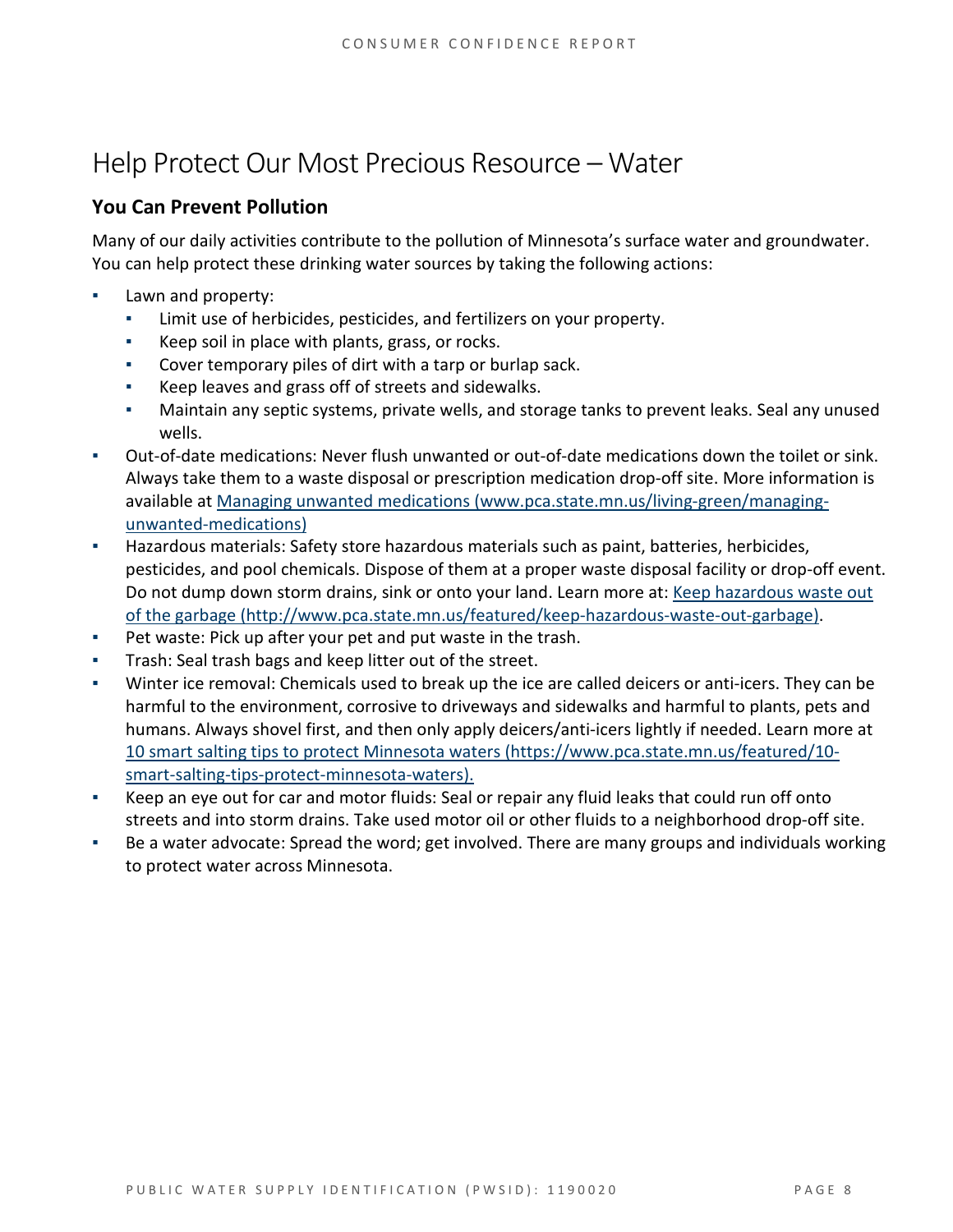# Help Protect Our Most Precious Resource – Water

## You Can Prevent Pollution

Many of our daily activities contribute to the pollution of Minnesota's surface water and groundwater. You can help protect these drinking water sources by taking the following actions:

- Lawn and property:
  - Limit use of herbicides, pesticides, and fertilizers on your property.
  - Keep soil in place with plants, grass, or rocks.
  - Cover temporary piles of dirt with a tarp or burlap sack.
  - Keep leaves and grass off of streets and sidewalks.
  - Maintain any septic systems, private wells, and storage tanks to prevent leaks. Seal any unused wells.
- Out-of-date medications: Never flush unwanted or out-of-date medications down the toilet or sink. Always take them to a waste disposal or prescription medication drop-off site. More information is available at [Managing unwanted medications (www.pca.state.mn.us/living-green/managing-unwanted-medications)](https://www.pca.state.mn.us/living-green/managing-unwanted-medications)
- Hazardous materials: Safety store hazardous materials such as paint, batteries, herbicides, pesticides, and pool chemicals. Dispose of them at a proper waste disposal facility or drop-off event. Do not dump down storm drains, sink or onto your land. Learn more at: [Keep hazardous waste out of the garbage (http://www.pca.state.mn.us/featured/keep-hazardous-waste-out-garbage)](http://www.pca.state.mn.us/featured/keep-hazardous-waste-out-garbage).
- Pet waste: Pick up after your pet and put waste in the trash.
- Trash: Seal trash bags and keep litter out of the street.
- Winter ice removal: Chemicals used to break up the ice are called deicers or anti-icers. They can be harmful to the environment, corrosive to driveways and sidewalks and harmful to plants, pets and humans. Always shovel first, and then only apply deicers/anti-icers lightly if needed. Learn more at [10 smart salting tips to protect Minnesota waters (https://www.pca.state.mn.us/featured/10-smart-salting-tips-protect-minnesota-waters).](https://www.pca.state.mn.us/featured/10-smart-salting-tips-protect-minnesota-waters)
- Keep an eye out for car and motor fluids: Seal or repair any fluid leaks that could run off onto streets and into storm drains. Take used motor oil or other fluids to a neighborhood drop-off site.
- Be a water advocate: Spread the word; get involved. There are many groups and individuals working to protect water across Minnesota.